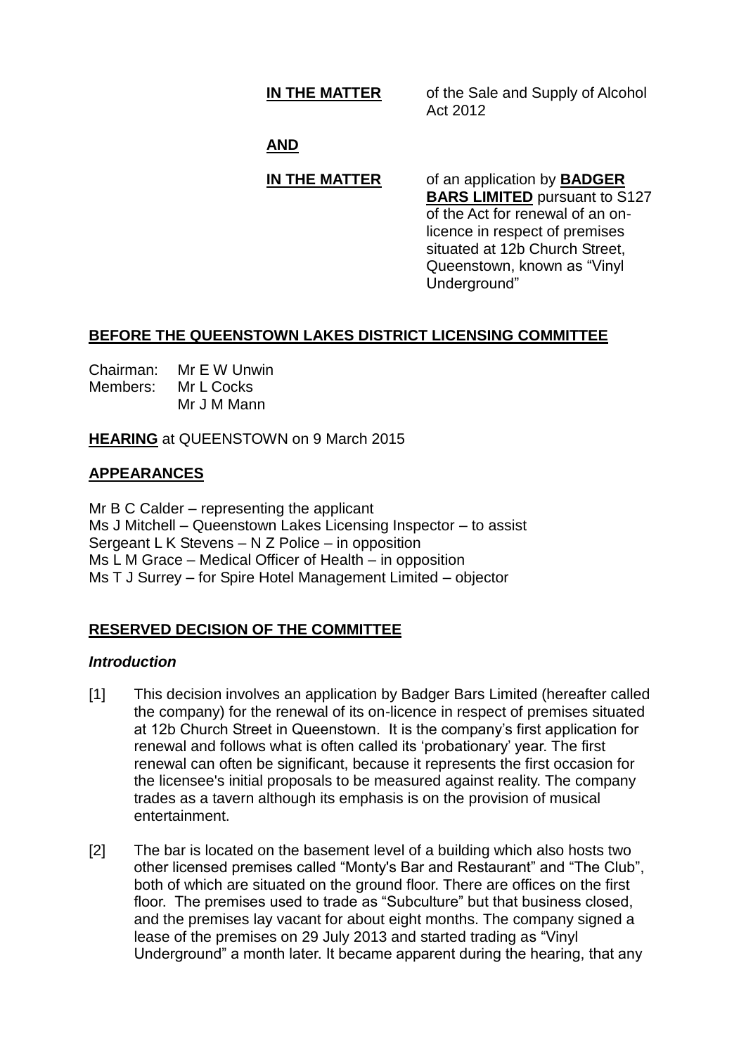**IN THE MATTER** of the Sale and Supply of Alcohol Act 2012

**AND**

**IN THE MATTER** of an application by **BADGER BARS LIMITED** pursuant to S127 of the Act for renewal of an on-licence in respect of premises situated at 12b Church Street, Queenstown, known as "Vinyl Underground"

**BEFORE THE QUEENSTOWN LAKES DISTRICT LICENSING COMMITTEE**

Chairman: Mr E W Unwin
Members: Mr L Cocks
Mr J M Mann

**HEARING** at QUEENSTOWN on 9 March 2015

**APPEARANCES**

Mr B C Calder – representing the applicant
Ms J Mitchell – Queenstown Lakes Licensing Inspector – to assist
Sergeant L K Stevens – N Z Police – in opposition
Ms L M Grace – Medical Officer of Health – in opposition
Ms T J Surrey – for Spire Hotel Management Limited – objector

**RESERVED DECISION OF THE COMMITTEE**

***Introduction***

[1] This decision involves an application by Badger Bars Limited (hereafter called the company) for the renewal of its on-licence in respect of premises situated at 12b Church Street in Queenstown. It is the company's first application for renewal and follows what is often called its 'probationary' year. The first renewal can often be significant, because it represents the first occasion for the licensee's initial proposals to be measured against reality. The company trades as a tavern although its emphasis is on the provision of musical entertainment.

[2] The bar is located on the basement level of a building which also hosts two other licensed premises called "Monty's Bar and Restaurant" and "The Club", both of which are situated on the ground floor. There are offices on the first floor. The premises used to trade as "Subculture" but that business closed, and the premises lay vacant for about eight months. The company signed a lease of the premises on 29 July 2013 and started trading as "Vinyl Underground" a month later. It became apparent during the hearing, that any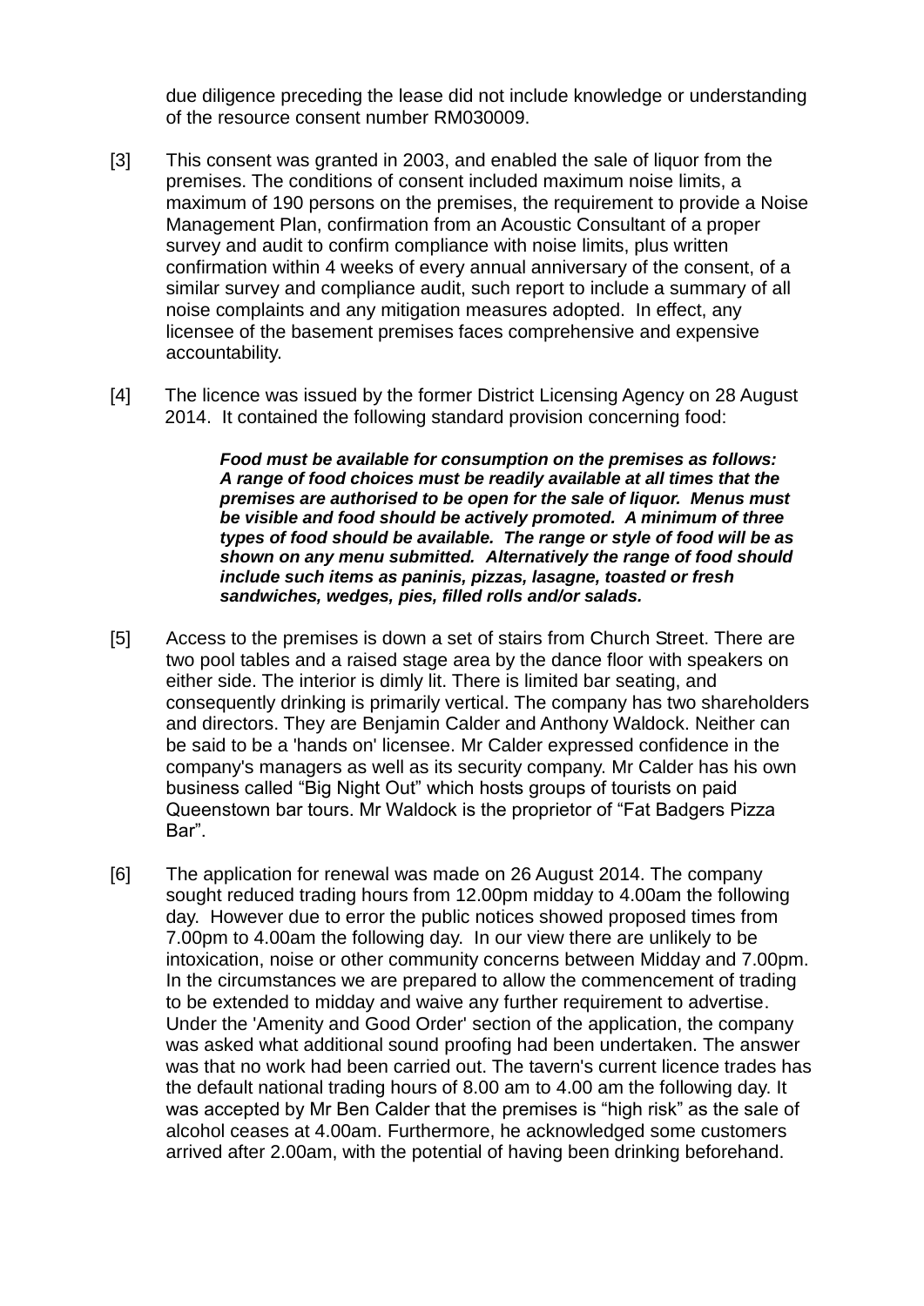due diligence preceding the lease did not include knowledge or understanding of the resource consent number RM030009.

[3] This consent was granted in 2003, and enabled the sale of liquor from the premises. The conditions of consent included maximum noise limits, a maximum of 190 persons on the premises, the requirement to provide a Noise Management Plan, confirmation from an Acoustic Consultant of a proper survey and audit to confirm compliance with noise limits, plus written confirmation within 4 weeks of every annual anniversary of the consent, of a similar survey and compliance audit, such report to include a summary of all noise complaints and any mitigation measures adopted. In effect, any licensee of the basement premises faces comprehensive and expensive accountability.

[4] The licence was issued by the former District Licensing Agency on 28 August 2014. It contained the following standard provision concerning food:

> ***Food must be available for consumption on the premises as follows: A range of food choices must be readily available at all times that the premises are authorised to be open for the sale of liquor. Menus must be visible and food should be actively promoted. A minimum of three types of food should be available. The range or style of food will be as shown on any menu submitted. Alternatively the range of food should include such items as paninis, pizzas, lasagne, toasted or fresh sandwiches, wedges, pies, filled rolls and/or salads.***

[5] Access to the premises is down a set of stairs from Church Street. There are two pool tables and a raised stage area by the dance floor with speakers on either side. The interior is dimly lit. There is limited bar seating, and consequently drinking is primarily vertical. The company has two shareholders and directors. They are Benjamin Calder and Anthony Waldock. Neither can be said to be a 'hands on' licensee. Mr Calder expressed confidence in the company's managers as well as its security company. Mr Calder has his own business called "Big Night Out" which hosts groups of tourists on paid Queenstown bar tours. Mr Waldock is the proprietor of "Fat Badgers Pizza Bar".

[6] The application for renewal was made on 26 August 2014. The company sought reduced trading hours from 12.00pm midday to 4.00am the following day. However due to error the public notices showed proposed times from 7.00pm to 4.00am the following day. In our view there are unlikely to be intoxication, noise or other community concerns between Midday and 7.00pm. In the circumstances we are prepared to allow the commencement of trading to be extended to midday and waive any further requirement to advertise. Under the 'Amenity and Good Order' section of the application, the company was asked what additional sound proofing had been undertaken. The answer was that no work had been carried out. The tavern's current licence trades has the default national trading hours of 8.00 am to 4.00 am the following day. It was accepted by Mr Ben Calder that the premises is "high risk" as the sale of alcohol ceases at 4.00am. Furthermore, he acknowledged some customers arrived after 2.00am, with the potential of having been drinking beforehand.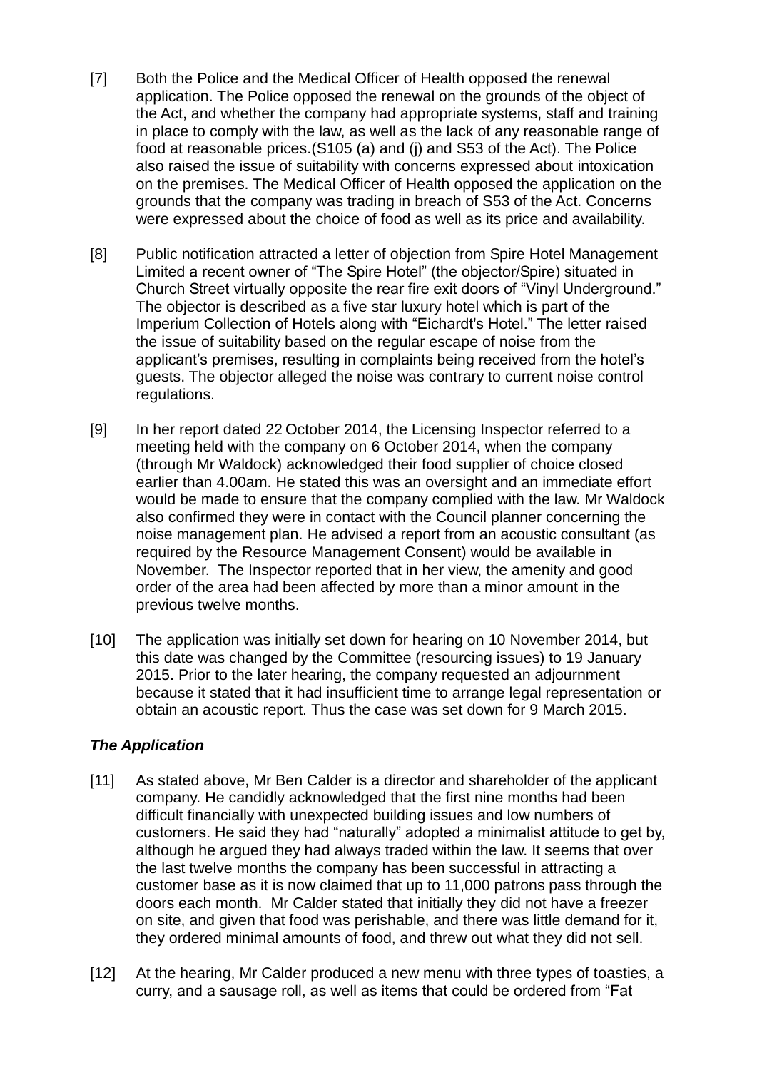[7] Both the Police and the Medical Officer of Health opposed the renewal application. The Police opposed the renewal on the grounds of the object of the Act, and whether the company had appropriate systems, staff and training in place to comply with the law, as well as the lack of any reasonable range of food at reasonable prices.(S105 (a) and (j) and S53 of the Act). The Police also raised the issue of suitability with concerns expressed about intoxication on the premises. The Medical Officer of Health opposed the application on the grounds that the company was trading in breach of S53 of the Act. Concerns were expressed about the choice of food as well as its price and availability.

[8] Public notification attracted a letter of objection from Spire Hotel Management Limited a recent owner of "The Spire Hotel" (the objector/Spire) situated in Church Street virtually opposite the rear fire exit doors of "Vinyl Underground." The objector is described as a five star luxury hotel which is part of the Imperium Collection of Hotels along with "Eichardt's Hotel." The letter raised the issue of suitability based on the regular escape of noise from the applicant's premises, resulting in complaints being received from the hotel's guests. The objector alleged the noise was contrary to current noise control regulations.

[9] In her report dated 22 October 2014, the Licensing Inspector referred to a meeting held with the company on 6 October 2014, when the company (through Mr Waldock) acknowledged their food supplier of choice closed earlier than 4.00am. He stated this was an oversight and an immediate effort would be made to ensure that the company complied with the law. Mr Waldock also confirmed they were in contact with the Council planner concerning the noise management plan. He advised a report from an acoustic consultant (as required by the Resource Management Consent) would be available in November. The Inspector reported that in her view, the amenity and good order of the area had been affected by more than a minor amount in the previous twelve months.

[10] The application was initially set down for hearing on 10 November 2014, but this date was changed by the Committee (resourcing issues) to 19 January 2015. Prior to the later hearing, the company requested an adjournment because it stated that it had insufficient time to arrange legal representation or obtain an acoustic report. Thus the case was set down for 9 March 2015.

### *The Application*

[11] As stated above, Mr Ben Calder is a director and shareholder of the applicant company. He candidly acknowledged that the first nine months had been difficult financially with unexpected building issues and low numbers of customers. He said they had "naturally" adopted a minimalist attitude to get by, although he argued they had always traded within the law. It seems that over the last twelve months the company has been successful in attracting a customer base as it is now claimed that up to 11,000 patrons pass through the doors each month. Mr Calder stated that initially they did not have a freezer on site, and given that food was perishable, and there was little demand for it, they ordered minimal amounts of food, and threw out what they did not sell.

[12] At the hearing, Mr Calder produced a new menu with three types of toasties, a curry, and a sausage roll, as well as items that could be ordered from "Fat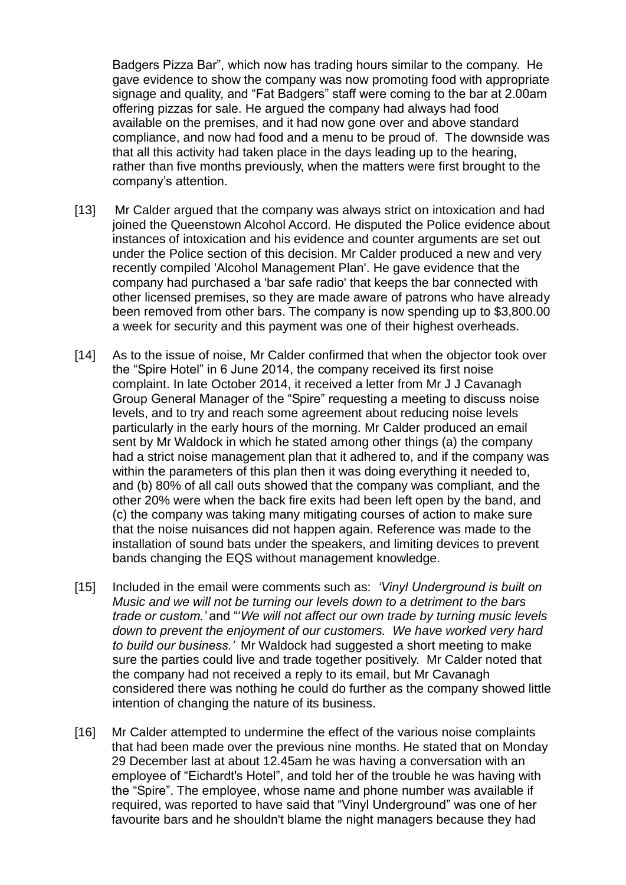Badgers Pizza Bar", which now has trading hours similar to the company. He gave evidence to show the company was now promoting food with appropriate signage and quality, and "Fat Badgers" staff were coming to the bar at 2.00am offering pizzas for sale. He argued the company had always had food available on the premises, and it had now gone over and above standard compliance, and now had food and a menu to be proud of. The downside was that all this activity had taken place in the days leading up to the hearing, rather than five months previously, when the matters were first brought to the company's attention.

[13] Mr Calder argued that the company was always strict on intoxication and had joined the Queenstown Alcohol Accord. He disputed the Police evidence about instances of intoxication and his evidence and counter arguments are set out under the Police section of this decision. Mr Calder produced a new and very recently compiled 'Alcohol Management Plan'. He gave evidence that the company had purchased a 'bar safe radio' that keeps the bar connected with other licensed premises, so they are made aware of patrons who have already been removed from other bars. The company is now spending up to $3,800.00 a week for security and this payment was one of their highest overheads.

[14] As to the issue of noise, Mr Calder confirmed that when the objector took over the "Spire Hotel" in 6 June 2014, the company received its first noise complaint. In late October 2014, it received a letter from Mr J J Cavanagh Group General Manager of the "Spire" requesting a meeting to discuss noise levels, and to try and reach some agreement about reducing noise levels particularly in the early hours of the morning. Mr Calder produced an email sent by Mr Waldock in which he stated among other things (a) the company had a strict noise management plan that it adhered to, and if the company was within the parameters of this plan then it was doing everything it needed to, and (b) 80% of all call outs showed that the company was compliant, and the other 20% were when the back fire exits had been left open by the band, and (c) the company was taking many mitigating courses of action to make sure that the noise nuisances did not happen again. Reference was made to the installation of sound bats under the speakers, and limiting devices to prevent bands changing the EQS without management knowledge.

[15] Included in the email were comments such as: *'Vinyl Underground is built on Music and we will not be turning our levels down to a detriment to the bars trade or custom.'* and "'*We will not affect our own trade by turning music levels down to prevent the enjoyment of our customers. We have worked very hard to build our business.'* Mr Waldock had suggested a short meeting to make sure the parties could live and trade together positively. Mr Calder noted that the company had not received a reply to its email, but Mr Cavanagh considered there was nothing he could do further as the company showed little intention of changing the nature of its business.

[16] Mr Calder attempted to undermine the effect of the various noise complaints that had been made over the previous nine months. He stated that on Monday 29 December last at about 12.45am he was having a conversation with an employee of "Eichardt's Hotel", and told her of the trouble he was having with the "Spire". The employee, whose name and phone number was available if required, was reported to have said that "Vinyl Underground" was one of her favourite bars and he shouldn't blame the night managers because they had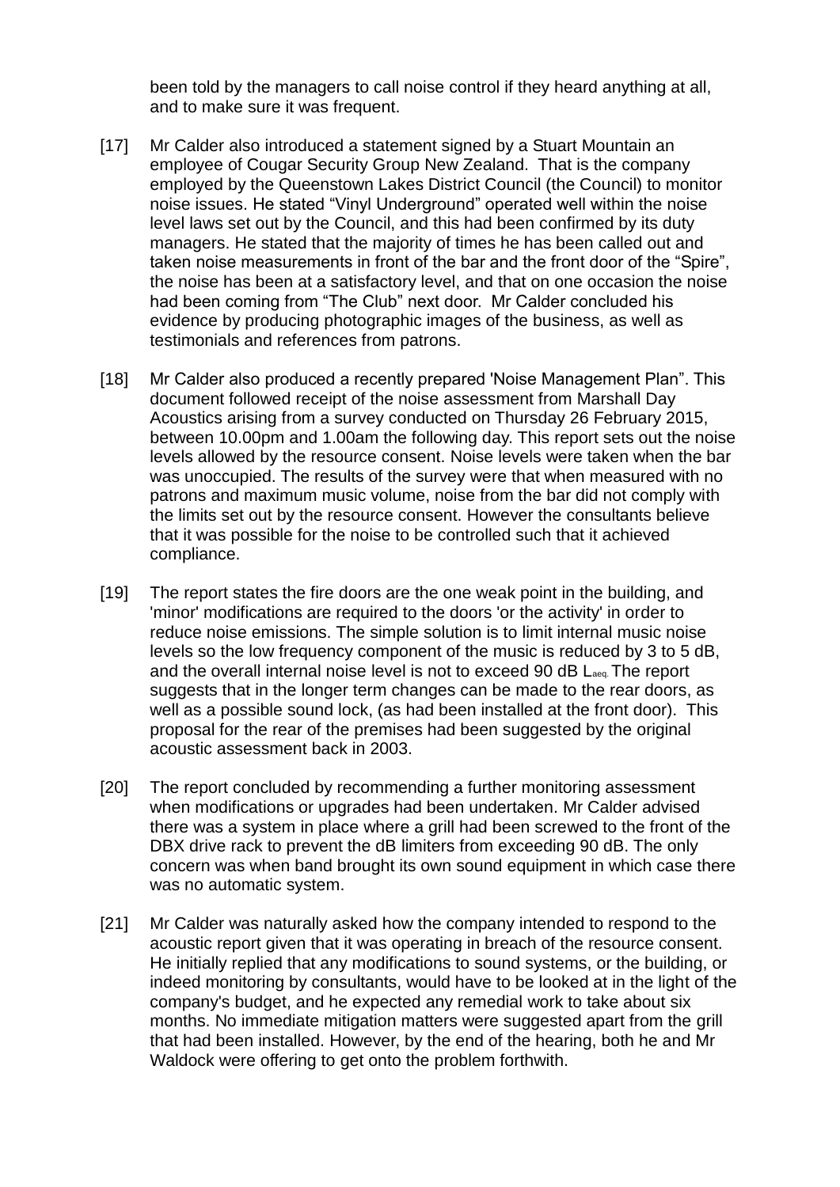been told by the managers to call noise control if they heard anything at all, and to make sure it was frequent.

[17] Mr Calder also introduced a statement signed by a Stuart Mountain an employee of Cougar Security Group New Zealand. That is the company employed by the Queenstown Lakes District Council (the Council) to monitor noise issues. He stated "Vinyl Underground" operated well within the noise level laws set out by the Council, and this had been confirmed by its duty managers. He stated that the majority of times he has been called out and taken noise measurements in front of the bar and the front door of the "Spire", the noise has been at a satisfactory level, and that on one occasion the noise had been coming from "The Club" next door. Mr Calder concluded his evidence by producing photographic images of the business, as well as testimonials and references from patrons.

[18] Mr Calder also produced a recently prepared 'Noise Management Plan". This document followed receipt of the noise assessment from Marshall Day Acoustics arising from a survey conducted on Thursday 26 February 2015, between 10.00pm and 1.00am the following day. This report sets out the noise levels allowed by the resource consent. Noise levels were taken when the bar was unoccupied. The results of the survey were that when measured with no patrons and maximum music volume, noise from the bar did not comply with the limits set out by the resource consent. However the consultants believe that it was possible for the noise to be controlled such that it achieved compliance.

[19] The report states the fire doors are the one weak point in the building, and 'minor' modifications are required to the doors 'or the activity' in order to reduce noise emissions. The simple solution is to limit internal music noise levels so the low frequency component of the music is reduced by 3 to 5 dB, and the overall internal noise level is not to exceed 90 dB $L_{aeq}$. The report suggests that in the longer term changes can be made to the rear doors, as well as a possible sound lock, (as had been installed at the front door). This proposal for the rear of the premises had been suggested by the original acoustic assessment back in 2003.

[20] The report concluded by recommending a further monitoring assessment when modifications or upgrades had been undertaken. Mr Calder advised there was a system in place where a grill had been screwed to the front of the DBX drive rack to prevent the dB limiters from exceeding 90 dB. The only concern was when band brought its own sound equipment in which case there was no automatic system.

[21] Mr Calder was naturally asked how the company intended to respond to the acoustic report given that it was operating in breach of the resource consent. He initially replied that any modifications to sound systems, or the building, or indeed monitoring by consultants, would have to be looked at in the light of the company's budget, and he expected any remedial work to take about six months. No immediate mitigation matters were suggested apart from the grill that had been installed. However, by the end of the hearing, both he and Mr Waldock were offering to get onto the problem forthwith.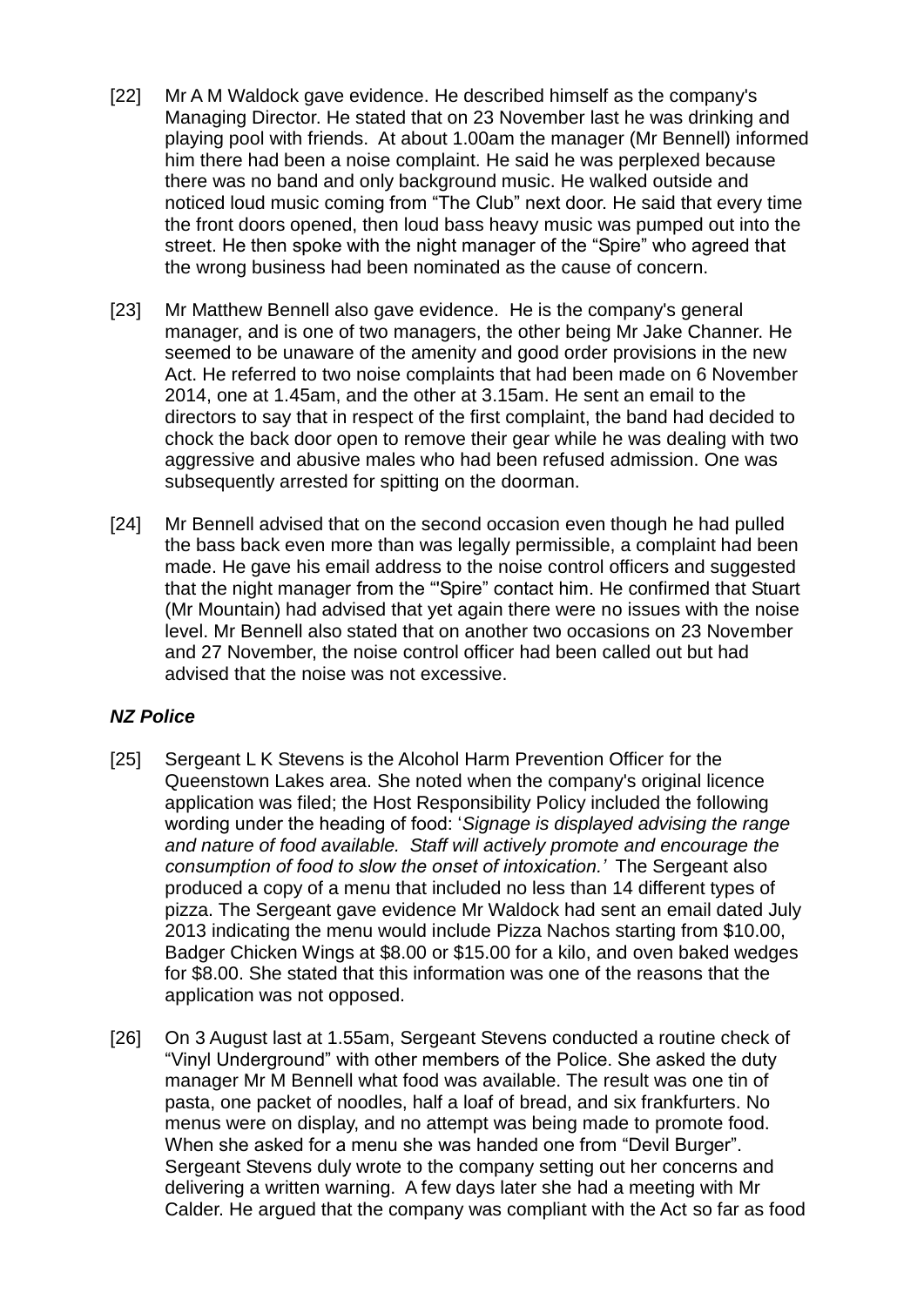[22] Mr A M Waldock gave evidence. He described himself as the company's Managing Director. He stated that on 23 November last he was drinking and playing pool with friends. At about 1.00am the manager (Mr Bennell) informed him there had been a noise complaint. He said he was perplexed because there was no band and only background music. He walked outside and noticed loud music coming from "The Club" next door. He said that every time the front doors opened, then loud bass heavy music was pumped out into the street. He then spoke with the night manager of the "Spire" who agreed that the wrong business had been nominated as the cause of concern.

[23] Mr Matthew Bennell also gave evidence. He is the company's general manager, and is one of two managers, the other being Mr Jake Channer. He seemed to be unaware of the amenity and good order provisions in the new Act. He referred to two noise complaints that had been made on 6 November 2014, one at 1.45am, and the other at 3.15am. He sent an email to the directors to say that in respect of the first complaint, the band had decided to chock the back door open to remove their gear while he was dealing with two aggressive and abusive males who had been refused admission. One was subsequently arrested for spitting on the doorman.

[24] Mr Bennell advised that on the second occasion even though he had pulled the bass back even more than was legally permissible, a complaint had been made. He gave his email address to the noise control officers and suggested that the night manager from the "'Spire" contact him. He confirmed that Stuart (Mr Mountain) had advised that yet again there were no issues with the noise level. Mr Bennell also stated that on another two occasions on 23 November and 27 November, the noise control officer had been called out but had advised that the noise was not excessive.

### *NZ Police*

[25] Sergeant L K Stevens is the Alcohol Harm Prevention Officer for the Queenstown Lakes area. She noted when the company's original licence application was filed; the Host Responsibility Policy included the following wording under the heading of food: '*Signage is displayed advising the range and nature of food available. Staff will actively promote and encourage the consumption of food to slow the onset of intoxication.'* The Sergeant also produced a copy of a menu that included no less than 14 different types of pizza. The Sergeant gave evidence Mr Waldock had sent an email dated July 2013 indicating the menu would include Pizza Nachos starting from $10.00, Badger Chicken Wings at $8.00 or $15.00 for a kilo, and oven baked wedges for $8.00. She stated that this information was one of the reasons that the application was not opposed.

[26] On 3 August last at 1.55am, Sergeant Stevens conducted a routine check of "Vinyl Underground" with other members of the Police. She asked the duty manager Mr M Bennell what food was available. The result was one tin of pasta, one packet of noodles, half a loaf of bread, and six frankfurters. No menus were on display, and no attempt was being made to promote food. When she asked for a menu she was handed one from "Devil Burger". Sergeant Stevens duly wrote to the company setting out her concerns and delivering a written warning. A few days later she had a meeting with Mr Calder. He argued that the company was compliant with the Act so far as food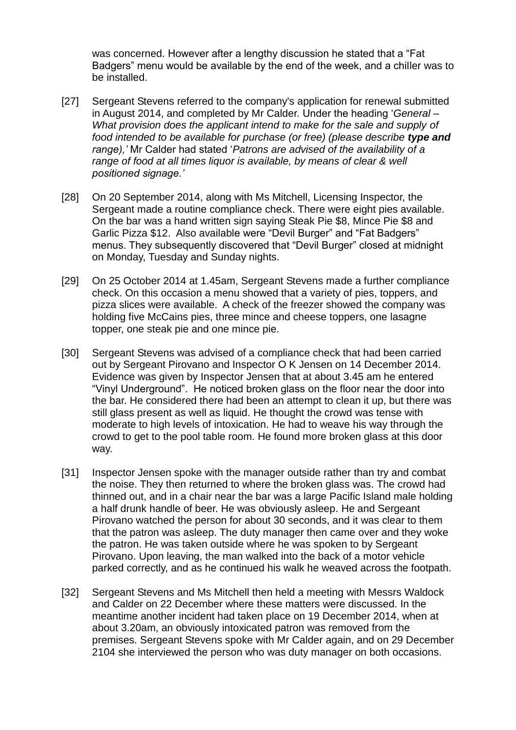was concerned. However after a lengthy discussion he stated that a "Fat Badgers" menu would be available by the end of the week, and a chiller was to be installed.

[27] Sergeant Stevens referred to the company's application for renewal submitted in August 2014, and completed by Mr Calder. Under the heading '*General – What provision does the applicant intend to make for the sale and supply of food intended to be available for purchase (or free) (please describe **type and** range),'* Mr Calder had stated '*Patrons are advised of the availability of a range of food at all times liquor is available, by means of clear & well positioned signage.'*

[28] On 20 September 2014, along with Ms Mitchell, Licensing Inspector, the Sergeant made a routine compliance check. There were eight pies available. On the bar was a hand written sign saying Steak Pie $8, Mince Pie $8 and Garlic Pizza $12. Also available were "Devil Burger" and "Fat Badgers" menus. They subsequently discovered that "Devil Burger" closed at midnight on Monday, Tuesday and Sunday nights.

[29] On 25 October 2014 at 1.45am, Sergeant Stevens made a further compliance check. On this occasion a menu showed that a variety of pies, toppers, and pizza slices were available. A check of the freezer showed the company was holding five McCains pies, three mince and cheese toppers, one lasagne topper, one steak pie and one mince pie.

[30] Sergeant Stevens was advised of a compliance check that had been carried out by Sergeant Pirovano and Inspector O K Jensen on 14 December 2014. Evidence was given by Inspector Jensen that at about 3.45 am he entered "Vinyl Underground". He noticed broken glass on the floor near the door into the bar. He considered there had been an attempt to clean it up, but there was still glass present as well as liquid. He thought the crowd was tense with moderate to high levels of intoxication. He had to weave his way through the crowd to get to the pool table room. He found more broken glass at this door way.

[31] Inspector Jensen spoke with the manager outside rather than try and combat the noise. They then returned to where the broken glass was. The crowd had thinned out, and in a chair near the bar was a large Pacific Island male holding a half drunk handle of beer. He was obviously asleep. He and Sergeant Pirovano watched the person for about 30 seconds, and it was clear to them that the patron was asleep. The duty manager then came over and they woke the patron. He was taken outside where he was spoken to by Sergeant Pirovano. Upon leaving, the man walked into the back of a motor vehicle parked correctly, and as he continued his walk he weaved across the footpath.

[32] Sergeant Stevens and Ms Mitchell then held a meeting with Messrs Waldock and Calder on 22 December where these matters were discussed. In the meantime another incident had taken place on 19 December 2014, when at about 3.20am, an obviously intoxicated patron was removed from the premises. Sergeant Stevens spoke with Mr Calder again, and on 29 December 2104 she interviewed the person who was duty manager on both occasions.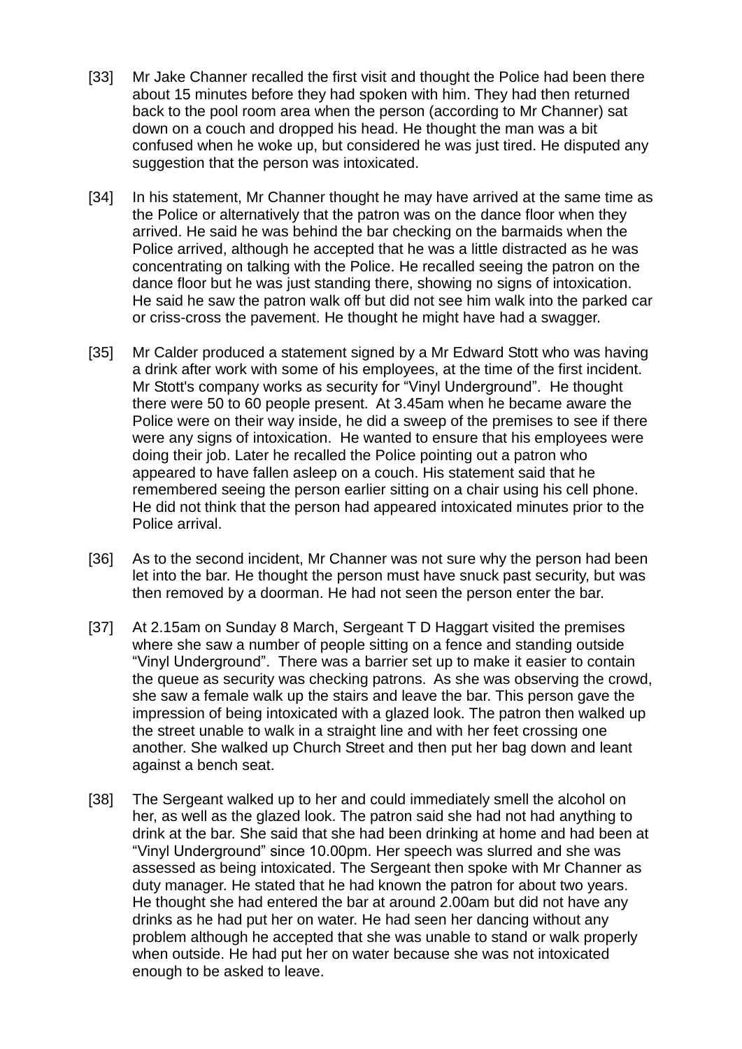[33] Mr Jake Channer recalled the first visit and thought the Police had been there about 15 minutes before they had spoken with him. They had then returned back to the pool room area when the person (according to Mr Channer) sat down on a couch and dropped his head. He thought the man was a bit confused when he woke up, but considered he was just tired. He disputed any suggestion that the person was intoxicated.

[34] In his statement, Mr Channer thought he may have arrived at the same time as the Police or alternatively that the patron was on the dance floor when they arrived. He said he was behind the bar checking on the barmaids when the Police arrived, although he accepted that he was a little distracted as he was concentrating on talking with the Police. He recalled seeing the patron on the dance floor but he was just standing there, showing no signs of intoxication. He said he saw the patron walk off but did not see him walk into the parked car or criss-cross the pavement. He thought he might have had a swagger.

[35] Mr Calder produced a statement signed by a Mr Edward Stott who was having a drink after work with some of his employees, at the time of the first incident. Mr Stott's company works as security for "Vinyl Underground". He thought there were 50 to 60 people present. At 3.45am when he became aware the Police were on their way inside, he did a sweep of the premises to see if there were any signs of intoxication. He wanted to ensure that his employees were doing their job. Later he recalled the Police pointing out a patron who appeared to have fallen asleep on a couch. His statement said that he remembered seeing the person earlier sitting on a chair using his cell phone. He did not think that the person had appeared intoxicated minutes prior to the Police arrival.

[36] As to the second incident, Mr Channer was not sure why the person had been let into the bar. He thought the person must have snuck past security, but was then removed by a doorman. He had not seen the person enter the bar.

[37] At 2.15am on Sunday 8 March, Sergeant T D Haggart visited the premises where she saw a number of people sitting on a fence and standing outside "Vinyl Underground". There was a barrier set up to make it easier to contain the queue as security was checking patrons. As she was observing the crowd, she saw a female walk up the stairs and leave the bar. This person gave the impression of being intoxicated with a glazed look. The patron then walked up the street unable to walk in a straight line and with her feet crossing one another. She walked up Church Street and then put her bag down and leant against a bench seat.

[38] The Sergeant walked up to her and could immediately smell the alcohol on her, as well as the glazed look. The patron said she had not had anything to drink at the bar. She said that she had been drinking at home and had been at "Vinyl Underground" since 10.00pm. Her speech was slurred and she was assessed as being intoxicated. The Sergeant then spoke with Mr Channer as duty manager. He stated that he had known the patron for about two years. He thought she had entered the bar at around 2.00am but did not have any drinks as he had put her on water. He had seen her dancing without any problem although he accepted that she was unable to stand or walk properly when outside. He had put her on water because she was not intoxicated enough to be asked to leave.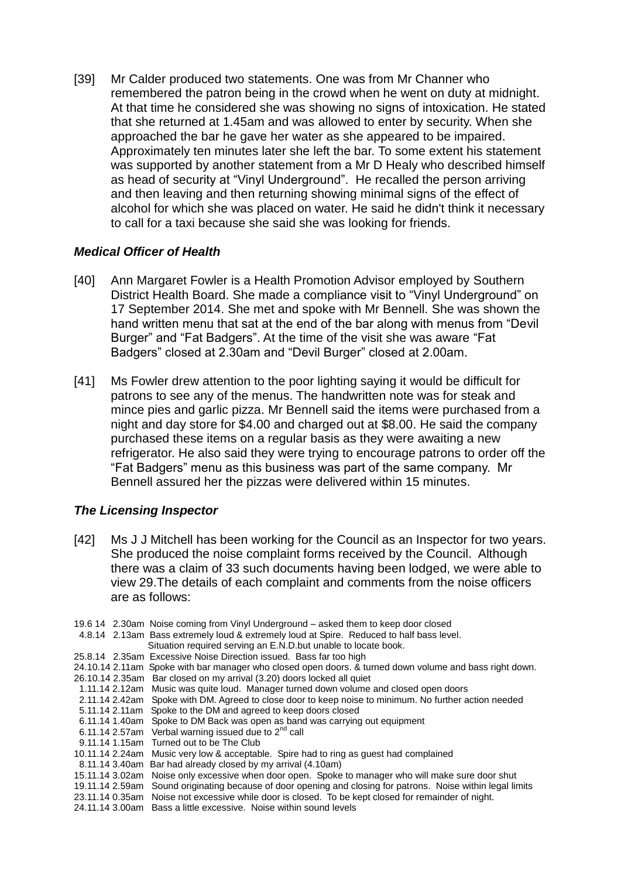[39] Mr Calder produced two statements. One was from Mr Channer who remembered the patron being in the crowd when he went on duty at midnight. At that time he considered she was showing no signs of intoxication. He stated that she returned at 1.45am and was allowed to enter by security. When she approached the bar he gave her water as she appeared to be impaired. Approximately ten minutes later she left the bar. To some extent his statement was supported by another statement from a Mr D Healy who described himself as head of security at "Vinyl Underground". He recalled the person arriving and then leaving and then returning showing minimal signs of the effect of alcohol for which she was placed on water. He said he didn't think it necessary to call for a taxi because she said she was looking for friends.

### *Medical Officer of Health*

[40] Ann Margaret Fowler is a Health Promotion Advisor employed by Southern District Health Board. She made a compliance visit to "Vinyl Underground" on 17 September 2014. She met and spoke with Mr Bennell. She was shown the hand written menu that sat at the end of the bar along with menus from "Devil Burger" and "Fat Badgers". At the time of the visit she was aware "Fat Badgers" closed at 2.30am and "Devil Burger" closed at 2.00am.

[41] Ms Fowler drew attention to the poor lighting saying it would be difficult for patrons to see any of the menus. The handwritten note was for steak and mince pies and garlic pizza. Mr Bennell said the items were purchased from a night and day store for $4.00 and charged out at $8.00. He said the company purchased these items on a regular basis as they were awaiting a new refrigerator. He also said they were trying to encourage patrons to order off the "Fat Badgers" menu as this business was part of the same company. Mr Bennell assured her the pizzas were delivered within 15 minutes.

### *The Licensing Inspector*

[42] Ms J J Mitchell has been working for the Council as an Inspector for two years. She produced the noise complaint forms received by the Council. Although there was a claim of 33 such documents having been lodged, we were able to view 29.The details of each complaint and comments from the noise officers are as follows:

| Date | Time | Comment |
|---|---|---|
| 19.6 14 | 2.30am | Noise coming from Vinyl Underground – asked them to keep door closed |
| 4.8.14 | 2.13am | Bass extremely loud & extremely loud at Spire. Reduced to half bass level. Situation required serving an E.N.D.but unable to locate book. |
| 25.8.14 | 2.35am | Excessive Noise Direction issued. Bass far too high |
| 24.10.14 | 2.11am | Spoke with bar manager who closed open doors. & turned down volume and bass right down. |
| 26.10.14 | 2.35am | Bar closed on my arrival (3.20) doors locked all quiet |
| 1.11.14 | 2.12am | Music was quite loud. Manager turned down volume and closed open doors |
| 2.11.14 | 2.42am | Spoke with DM. Agreed to close door to keep noise to minimum. No further action needed |
| 5.11.14 | 2.11am | Spoke to the DM and agreed to keep doors closed |
| 6.11.14 | 1.40am | Spoke to DM Back was open as band was carrying out equipment |
| 6.11.14 | 2.57am | Verbal warning issued due to 2nd call |
| 9.11.14 | 1.15am | Turned out to be The Club |
| 10.11.14 | 2.24am | Music very low & acceptable. Spire had to ring as guest had complained |
| 8.11.14 | 3.40am | Bar had already closed by my arrival (4.10am) |
| 15.11.14 | 3.02am | Noise only excessive when door open. Spoke to manager who will make sure door shut |
| 19.11.14 | 2.59am | Sound originating because of door opening and closing for patrons. Noise within legal limits |
| 23.11.14 | 0.35am | Noise not excessive while door is closed. To be kept closed for remainder of night. |
| 24.11.14 | 3.00am | Bass a little excessive. Noise within sound levels |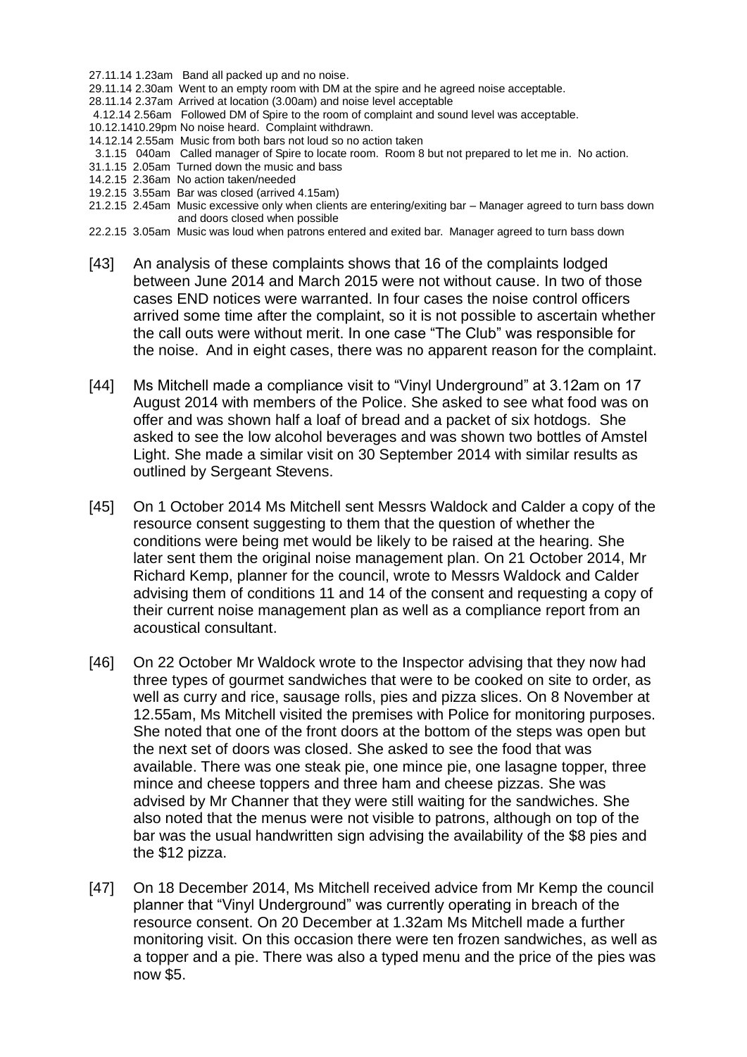27.11.14 1.23am Band all packed up and no noise.
29.11.14 2.30am Went to an empty room with DM at the spire and he agreed noise acceptable.
28.11.14 2.37am Arrived at location (3.00am) and noise level acceptable
4.12.14 2.56am Followed DM of Spire to the room of complaint and sound level was acceptable.
10.12.1410.29pm No noise heard. Complaint withdrawn.
14.12.14 2.55am Music from both bars not loud so no action taken
3.1.15 040am Called manager of Spire to locate room. Room 8 but not prepared to let me in. No action.
31.1.15 2.05am Turned down the music and bass
14.2.15 2.36am No action taken/needed
19.2.15 3.55am Bar was closed (arrived 4.15am)
21.2.15 2.45am Music excessive only when clients are entering/exiting bar – Manager agreed to turn bass down and doors closed when possible
22.2.15 3.05am Music was loud when patrons entered and exited bar. Manager agreed to turn bass down

[43] An analysis of these complaints shows that 16 of the complaints lodged between June 2014 and March 2015 were not without cause. In two of those cases END notices were warranted. In four cases the noise control officers arrived some time after the complaint, so it is not possible to ascertain whether the call outs were without merit. In one case "The Club" was responsible for the noise. And in eight cases, there was no apparent reason for the complaint.

[44] Ms Mitchell made a compliance visit to "Vinyl Underground" at 3.12am on 17 August 2014 with members of the Police. She asked to see what food was on offer and was shown half a loaf of bread and a packet of six hotdogs. She asked to see the low alcohol beverages and was shown two bottles of Amstel Light. She made a similar visit on 30 September 2014 with similar results as outlined by Sergeant Stevens.

[45] On 1 October 2014 Ms Mitchell sent Messrs Waldock and Calder a copy of the resource consent suggesting to them that the question of whether the conditions were being met would be likely to be raised at the hearing. She later sent them the original noise management plan. On 21 October 2014, Mr Richard Kemp, planner for the council, wrote to Messrs Waldock and Calder advising them of conditions 11 and 14 of the consent and requesting a copy of their current noise management plan as well as a compliance report from an acoustical consultant.

[46] On 22 October Mr Waldock wrote to the Inspector advising that they now had three types of gourmet sandwiches that were to be cooked on site to order, as well as curry and rice, sausage rolls, pies and pizza slices. On 8 November at 12.55am, Ms Mitchell visited the premises with Police for monitoring purposes. She noted that one of the front doors at the bottom of the steps was open but the next set of doors was closed. She asked to see the food that was available. There was one steak pie, one mince pie, one lasagne topper, three mince and cheese toppers and three ham and cheese pizzas. She was advised by Mr Channer that they were still waiting for the sandwiches. She also noted that the menus were not visible to patrons, although on top of the bar was the usual handwritten sign advising the availability of the \$8 pies and the \$12 pizza.

[47] On 18 December 2014, Ms Mitchell received advice from Mr Kemp the council planner that "Vinyl Underground" was currently operating in breach of the resource consent. On 20 December at 1.32am Ms Mitchell made a further monitoring visit. On this occasion there were ten frozen sandwiches, as well as a topper and a pie. There was also a typed menu and the price of the pies was now \$5.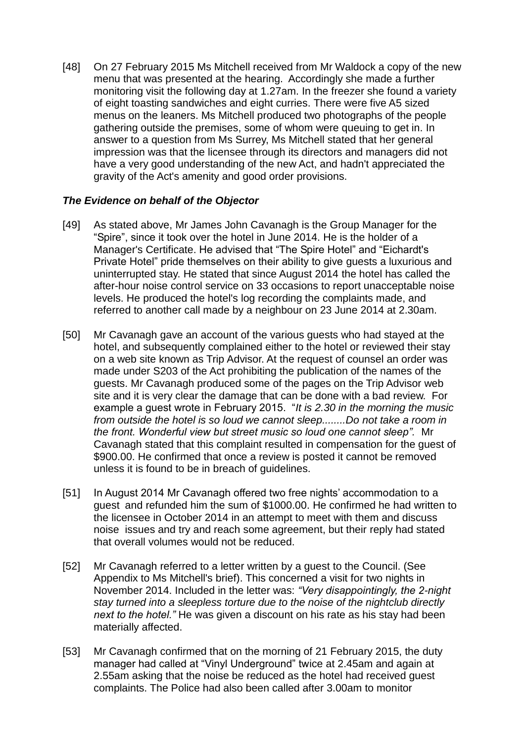[48] On 27 February 2015 Ms Mitchell received from Mr Waldock a copy of the new menu that was presented at the hearing. Accordingly she made a further monitoring visit the following day at 1.27am. In the freezer she found a variety of eight toasting sandwiches and eight curries. There were five A5 sized menus on the leaners. Ms Mitchell produced two photographs of the people gathering outside the premises, some of whom were queuing to get in. In answer to a question from Ms Surrey, Ms Mitchell stated that her general impression was that the licensee through its directors and managers did not have a very good understanding of the new Act, and hadn't appreciated the gravity of the Act's amenity and good order provisions.

### *The Evidence on behalf of the Objector*

[49] As stated above, Mr James John Cavanagh is the Group Manager for the "Spire", since it took over the hotel in June 2014. He is the holder of a Manager's Certificate. He advised that "The Spire Hotel" and "Eichardt's Private Hotel" pride themselves on their ability to give guests a luxurious and uninterrupted stay. He stated that since August 2014 the hotel has called the after-hour noise control service on 33 occasions to report unacceptable noise levels. He produced the hotel's log recording the complaints made, and referred to another call made by a neighbour on 23 June 2014 at 2.30am.

[50] Mr Cavanagh gave an account of the various guests who had stayed at the hotel, and subsequently complained either to the hotel or reviewed their stay on a web site known as Trip Advisor. At the request of counsel an order was made under S203 of the Act prohibiting the publication of the names of the guests. Mr Cavanagh produced some of the pages on the Trip Advisor web site and it is very clear the damage that can be done with a bad review. For example a guest wrote in February 2015. "*It is 2.30 in the morning the music from outside the hotel is so loud we cannot sleep........Do not take a room in the front. Wonderful view but street music so loud one cannot sleep".* Mr Cavanagh stated that this complaint resulted in compensation for the guest of $900.00. He confirmed that once a review is posted it cannot be removed unless it is found to be in breach of guidelines.

[51] In August 2014 Mr Cavanagh offered two free nights' accommodation to a guest and refunded him the sum of $1000.00. He confirmed he had written to the licensee in October 2014 in an attempt to meet with them and discuss noise issues and try and reach some agreement, but their reply had stated that overall volumes would not be reduced.

[52] Mr Cavanagh referred to a letter written by a guest to the Council. (See Appendix to Ms Mitchell's brief). This concerned a visit for two nights in November 2014. Included in the letter was: *"Very disappointingly, the 2-night stay turned into a sleepless torture due to the noise of the nightclub directly next to the hotel."* He was given a discount on his rate as his stay had been materially affected.

[53] Mr Cavanagh confirmed that on the morning of 21 February 2015, the duty manager had called at "Vinyl Underground" twice at 2.45am and again at 2.55am asking that the noise be reduced as the hotel had received guest complaints. The Police had also been called after 3.00am to monitor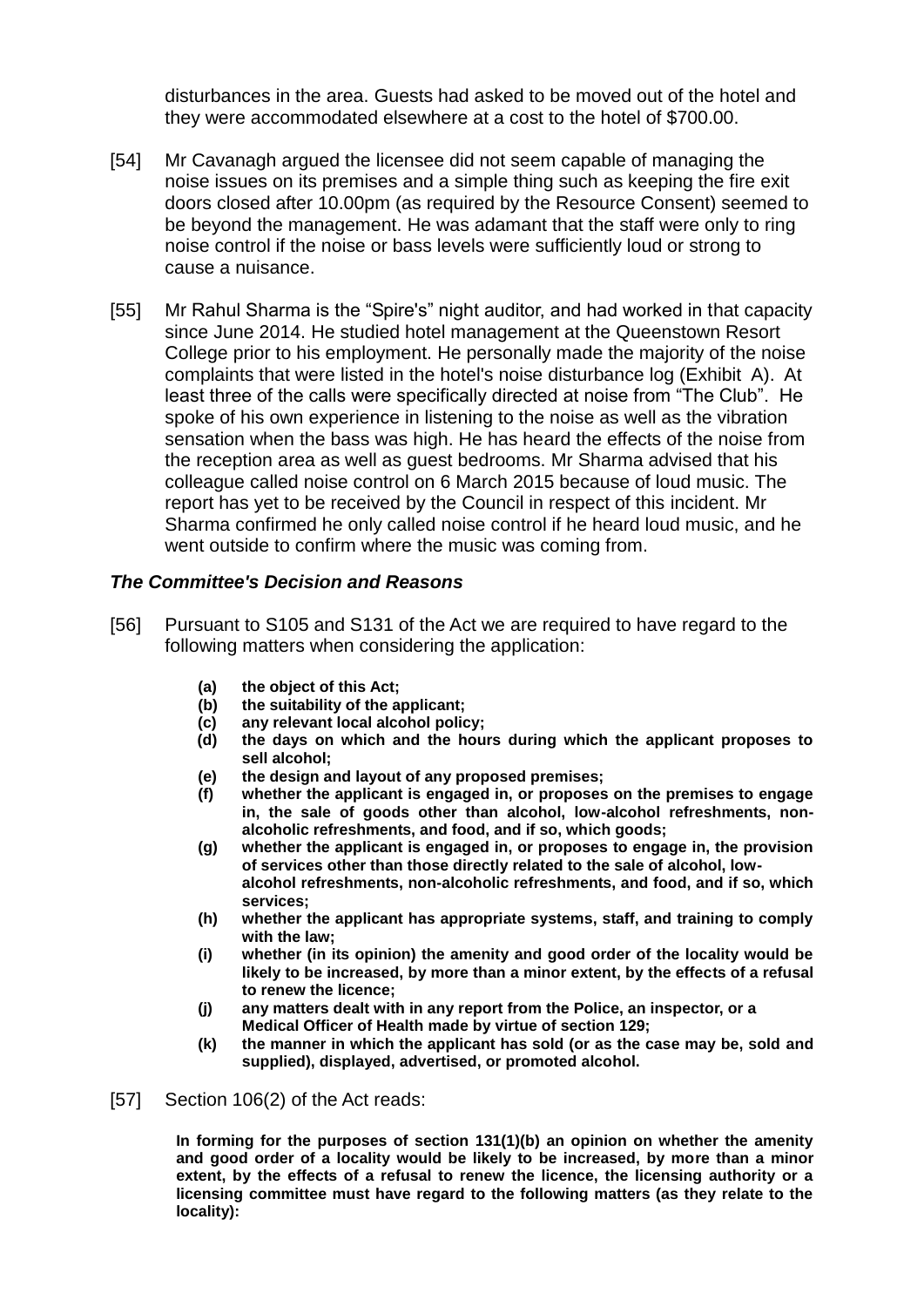disturbances in the area. Guests had asked to be moved out of the hotel and they were accommodated elsewhere at a cost to the hotel of $700.00.

[54] Mr Cavanagh argued the licensee did not seem capable of managing the noise issues on its premises and a simple thing such as keeping the fire exit doors closed after 10.00pm (as required by the Resource Consent) seemed to be beyond the management. He was adamant that the staff were only to ring noise control if the noise or bass levels were sufficiently loud or strong to cause a nuisance.

[55] Mr Rahul Sharma is the "Spire's" night auditor, and had worked in that capacity since June 2014. He studied hotel management at the Queenstown Resort College prior to his employment. He personally made the majority of the noise complaints that were listed in the hotel's noise disturbance log (Exhibit A). At least three of the calls were specifically directed at noise from "The Club". He spoke of his own experience in listening to the noise as well as the vibration sensation when the bass was high. He has heard the effects of the noise from the reception area as well as guest bedrooms. Mr Sharma advised that his colleague called noise control on 6 March 2015 because of loud music. The report has yet to be received by the Council in respect of this incident. Mr Sharma confirmed he only called noise control if he heard loud music, and he went outside to confirm where the music was coming from.

### *The Committee's Decision and Reasons*

[56] Pursuant to S105 and S131 of the Act we are required to have regard to the following matters when considering the application:

> **(a) the object of this Act;**
> **(b) the suitability of the applicant;**
> **(c) any relevant local alcohol policy;**
> **(d) the days on which and the hours during which the applicant proposes to sell alcohol;**
> **(e) the design and layout of any proposed premises;**
> **(f) whether the applicant is engaged in, or proposes on the premises to engage in, the sale of goods other than alcohol, low-alcohol refreshments, non-alcoholic refreshments, and food, and if so, which goods;**
> **(g) whether the applicant is engaged in, or proposes to engage in, the provision of services other than those directly related to the sale of alcohol, low-alcohol refreshments, non-alcoholic refreshments, and food, and if so, which services;**
> **(h) whether the applicant has appropriate systems, staff, and training to comply with the law;**
> **(i) whether (in its opinion) the amenity and good order of the locality would be likely to be increased, by more than a minor extent, by the effects of a refusal to renew the licence;**
> **(j) any matters dealt with in any report from the Police, an inspector, or a Medical Officer of Health made by virtue of section 129;**
> **(k) the manner in which the applicant has sold (or as the case may be, sold and supplied), displayed, advertised, or promoted alcohol.**

[57] Section 106(2) of the Act reads:

> **In forming for the purposes of section 131(1)(b) an opinion on whether the amenity and good order of a locality would be likely to be increased, by more than a minor extent, by the effects of a refusal to renew the licence, the licensing authority or a licensing committee must have regard to the following matters (as they relate to the locality):**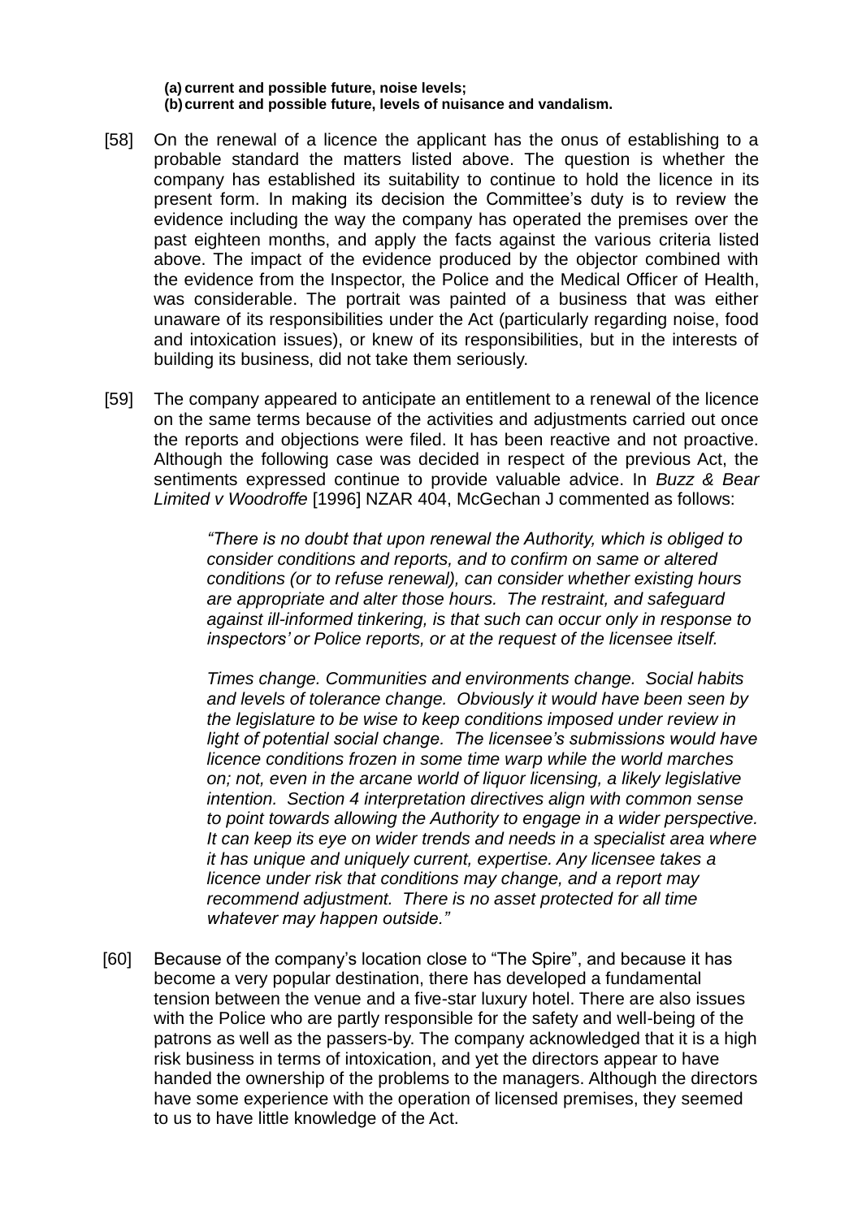**(a) current and possible future, noise levels;**
**(b) current and possible future, levels of nuisance and vandalism.**

[58] On the renewal of a licence the applicant has the onus of establishing to a probable standard the matters listed above. The question is whether the company has established its suitability to continue to hold the licence in its present form. In making its decision the Committee's duty is to review the evidence including the way the company has operated the premises over the past eighteen months, and apply the facts against the various criteria listed above. The impact of the evidence produced by the objector combined with the evidence from the Inspector, the Police and the Medical Officer of Health, was considerable. The portrait was painted of a business that was either unaware of its responsibilities under the Act (particularly regarding noise, food and intoxication issues), or knew of its responsibilities, but in the interests of building its business, did not take them seriously.

[59] The company appeared to anticipate an entitlement to a renewal of the licence on the same terms because of the activities and adjustments carried out once the reports and objections were filed. It has been reactive and not proactive. Although the following case was decided in respect of the previous Act, the sentiments expressed continue to provide valuable advice. In *Buzz & Bear Limited v Woodroffe* [1996] NZAR 404, McGechan J commented as follows:

> *"There is no doubt that upon renewal the Authority, which is obliged to consider conditions and reports, and to confirm on same or altered conditions (or to refuse renewal), can consider whether existing hours are appropriate and alter those hours. The restraint, and safeguard against ill-informed tinkering, is that such can occur only in response to inspectors' or Police reports, or at the request of the licensee itself.*
>
> *Times change. Communities and environments change. Social habits and levels of tolerance change. Obviously it would have been seen by the legislature to be wise to keep conditions imposed under review in light of potential social change. The licensee's submissions would have licence conditions frozen in some time warp while the world marches on; not, even in the arcane world of liquor licensing, a likely legislative intention. Section 4 interpretation directives align with common sense to point towards allowing the Authority to engage in a wider perspective. It can keep its eye on wider trends and needs in a specialist area where it has unique and uniquely current, expertise. Any licensee takes a licence under risk that conditions may change, and a report may recommend adjustment. There is no asset protected for all time whatever may happen outside."*

[60] Because of the company's location close to "The Spire", and because it has become a very popular destination, there has developed a fundamental tension between the venue and a five-star luxury hotel. There are also issues with the Police who are partly responsible for the safety and well-being of the patrons as well as the passers-by. The company acknowledged that it is a high risk business in terms of intoxication, and yet the directors appear to have handed the ownership of the problems to the managers. Although the directors have some experience with the operation of licensed premises, they seemed to us to have little knowledge of the Act.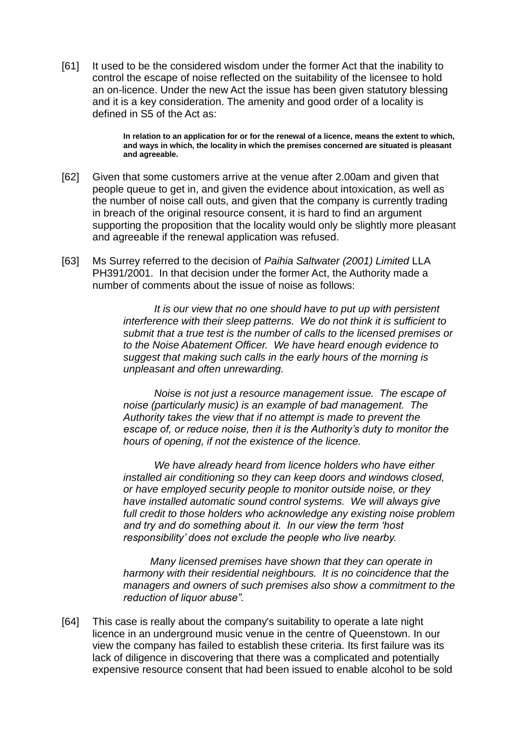[61] It used to be the considered wisdom under the former Act that the inability to control the escape of noise reflected on the suitability of the licensee to hold an on-licence. Under the new Act the issue has been given statutory blessing and it is a key consideration. The amenity and good order of a locality is defined in S5 of the Act as:

> **In relation to an application for or for the renewal of a licence, means the extent to which, and ways in which, the locality in which the premises concerned are situated is pleasant and agreeable.**

[62] Given that some customers arrive at the venue after 2.00am and given that people queue to get in, and given the evidence about intoxication, as well as the number of noise call outs, and given that the company is currently trading in breach of the original resource consent, it is hard to find an argument supporting the proposition that the locality would only be slightly more pleasant and agreeable if the renewal application was refused.

[63] Ms Surrey referred to the decision of *Paihia Saltwater (2001) Limited* LLA PH391/2001. In that decision under the former Act, the Authority made a number of comments about the issue of noise as follows:

> *It is our view that no one should have to put up with persistent interference with their sleep patterns. We do not think it is sufficient to submit that a true test is the number of calls to the licensed premises or to the Noise Abatement Officer. We have heard enough evidence to suggest that making such calls in the early hours of the morning is unpleasant and often unrewarding.*
>
> *Noise is not just a resource management issue. The escape of noise (particularly music) is an example of bad management. The Authority takes the view that if no attempt is made to prevent the escape of, or reduce noise, then it is the Authority's duty to monitor the hours of opening, if not the existence of the licence.*
>
> *We have already heard from licence holders who have either installed air conditioning so they can keep doors and windows closed, or have employed security people to monitor outside noise, or they have installed automatic sound control systems. We will always give full credit to those holders who acknowledge any existing noise problem and try and do something about it. In our view the term 'host responsibility' does not exclude the people who live nearby.*
>
> *Many licensed premises have shown that they can operate in harmony with their residential neighbours. It is no coincidence that the managers and owners of such premises also show a commitment to the reduction of liquor abuse".*

[64] This case is really about the company's suitability to operate a late night licence in an underground music venue in the centre of Queenstown. In our view the company has failed to establish these criteria. Its first failure was its lack of diligence in discovering that there was a complicated and potentially expensive resource consent that had been issued to enable alcohol to be sold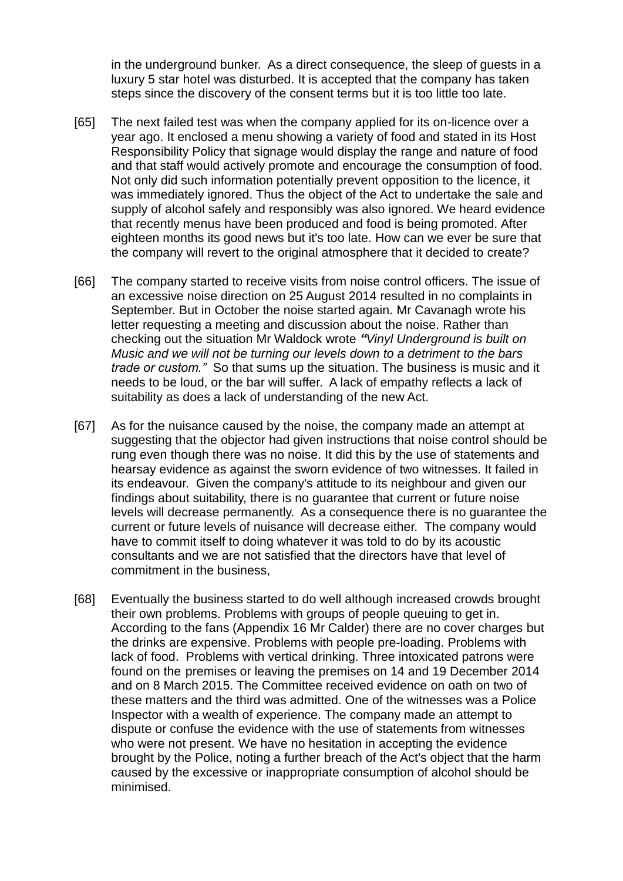in the underground bunker. As a direct consequence, the sleep of guests in a luxury 5 star hotel was disturbed. It is accepted that the company has taken steps since the discovery of the consent terms but it is too little too late.

[65] The next failed test was when the company applied for its on-licence over a year ago. It enclosed a menu showing a variety of food and stated in its Host Responsibility Policy that signage would display the range and nature of food and that staff would actively promote and encourage the consumption of food. Not only did such information potentially prevent opposition to the licence, it was immediately ignored. Thus the object of the Act to undertake the sale and supply of alcohol safely and responsibly was also ignored. We heard evidence that recently menus have been produced and food is being promoted. After eighteen months its good news but it's too late. How can we ever be sure that the company will revert to the original atmosphere that it decided to create?

[66] The company started to receive visits from noise control officers. The issue of an excessive noise direction on 25 August 2014 resulted in no complaints in September. But in October the noise started again. Mr Cavanagh wrote his letter requesting a meeting and discussion about the noise. Rather than checking out the situation Mr Waldock wrote *"Vinyl Underground is built on Music and we will not be turning our levels down to a detriment to the bars trade or custom."* So that sums up the situation. The business is music and it needs to be loud, or the bar will suffer. A lack of empathy reflects a lack of suitability as does a lack of understanding of the new Act.

[67] As for the nuisance caused by the noise, the company made an attempt at suggesting that the objector had given instructions that noise control should be rung even though there was no noise. It did this by the use of statements and hearsay evidence as against the sworn evidence of two witnesses. It failed in its endeavour. Given the company's attitude to its neighbour and given our findings about suitability, there is no guarantee that current or future noise levels will decrease permanently. As a consequence there is no guarantee the current or future levels of nuisance will decrease either. The company would have to commit itself to doing whatever it was told to do by its acoustic consultants and we are not satisfied that the directors have that level of commitment in the business,

[68] Eventually the business started to do well although increased crowds brought their own problems. Problems with groups of people queuing to get in. According to the fans (Appendix 16 Mr Calder) there are no cover charges but the drinks are expensive. Problems with people pre-loading. Problems with lack of food. Problems with vertical drinking. Three intoxicated patrons were found on the premises or leaving the premises on 14 and 19 December 2014 and on 8 March 2015. The Committee received evidence on oath on two of these matters and the third was admitted. One of the witnesses was a Police Inspector with a wealth of experience. The company made an attempt to dispute or confuse the evidence with the use of statements from witnesses who were not present. We have no hesitation in accepting the evidence brought by the Police, noting a further breach of the Act's object that the harm caused by the excessive or inappropriate consumption of alcohol should be minimised.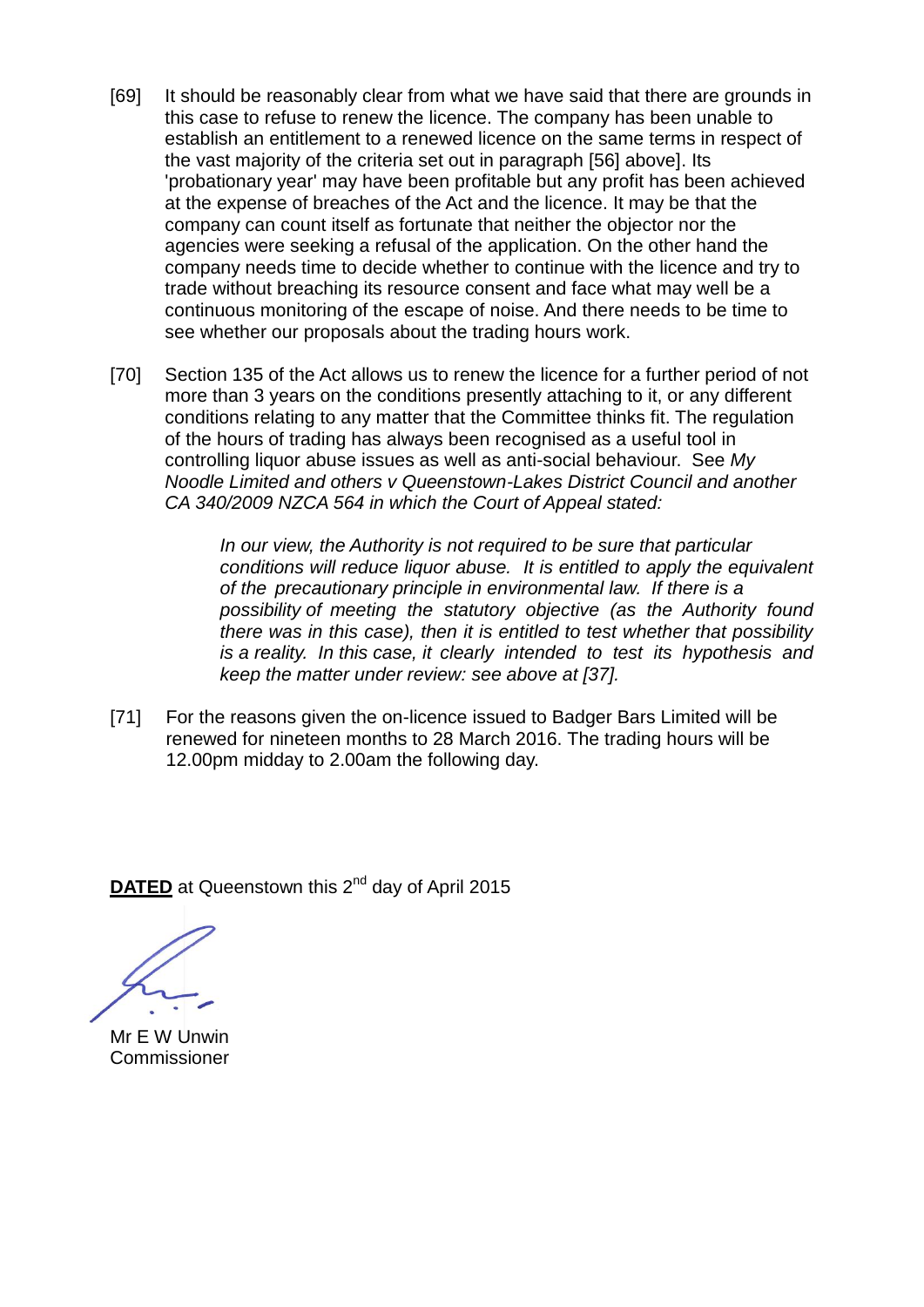[69] It should be reasonably clear from what we have said that there are grounds in this case to refuse to renew the licence. The company has been unable to establish an entitlement to a renewed licence on the same terms in respect of the vast majority of the criteria set out in paragraph [56] above]. Its 'probationary year' may have been profitable but any profit has been achieved at the expense of breaches of the Act and the licence. It may be that the company can count itself as fortunate that neither the objector nor the agencies were seeking a refusal of the application. On the other hand the company needs time to decide whether to continue with the licence and try to trade without breaching its resource consent and face what may well be a continuous monitoring of the escape of noise. And there needs to be time to see whether our proposals about the trading hours work.

[70] Section 135 of the Act allows us to renew the licence for a further period of not more than 3 years on the conditions presently attaching to it, or any different conditions relating to any matter that the Committee thinks fit. The regulation of the hours of trading has always been recognised as a useful tool in controlling liquor abuse issues as well as anti-social behaviour. See *My Noodle Limited and others v Queenstown-Lakes District Council and another CA 340/2009 NZCA 564 in which the Court of Appeal stated:*

> *In our view, the Authority is not required to be sure that particular conditions will reduce liquor abuse. It is entitled to apply the equivalent of the precautionary principle in environmental law. If there is a possibility of meeting the statutory objective (as the Authority found there was in this case), then it is entitled to test whether that possibility is a reality. In this case, it clearly intended to test its hypothesis and keep the matter under review: see above at [37].*

[71] For the reasons given the on-licence issued to Badger Bars Limited will be renewed for nineteen months to 28 March 2016. The trading hours will be 12.00pm midday to 2.00am the following day.

**DATED** at Queenstown this 2nd day of April 2015

Mr E W Unwin
Commissioner